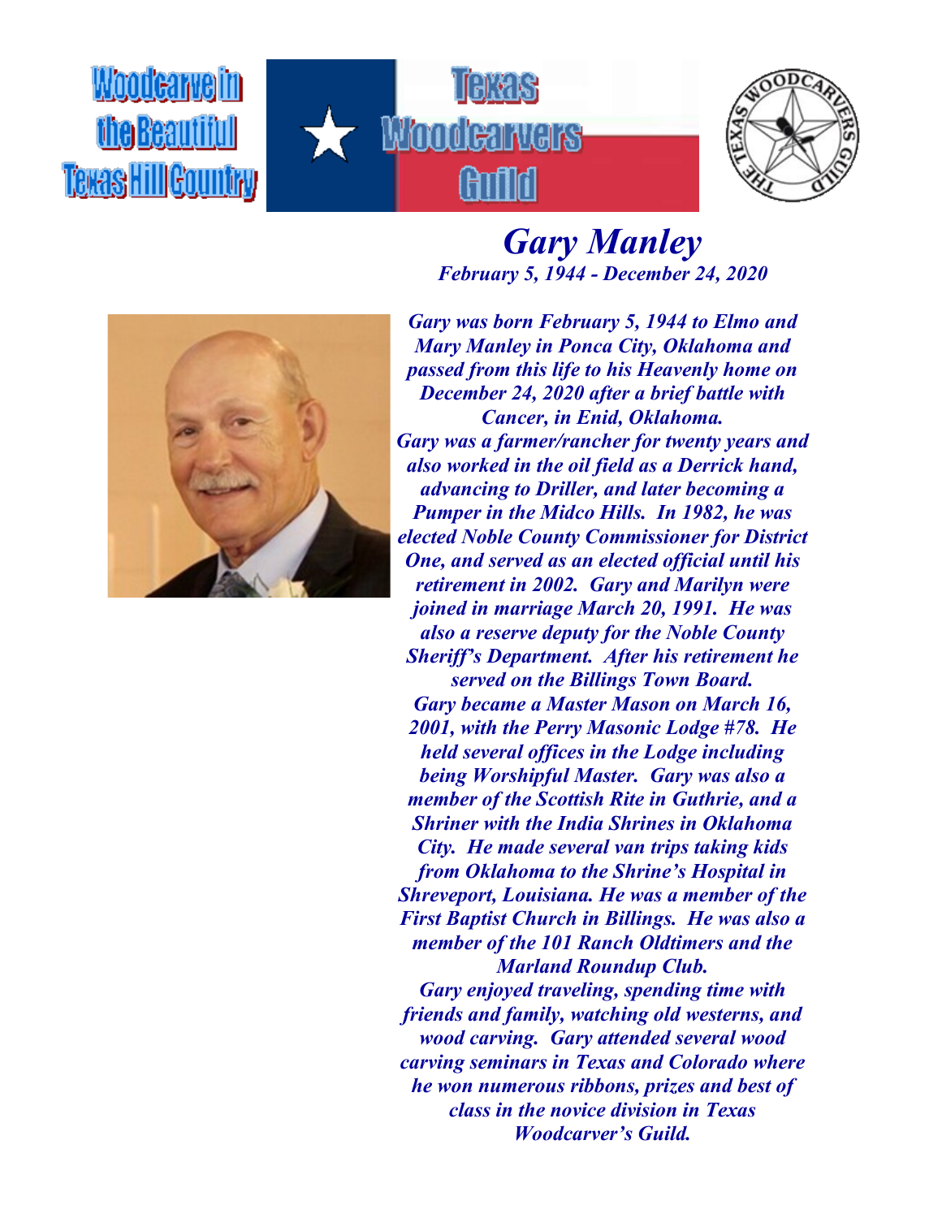Woodcarve in the Beautiful Texas Hill Country

Texas Woodcarvers Guild

# *Gary Manley*

***February 5, 1944 - December 24, 2020***

***Gary was born February 5, 1944 to Elmo and Mary Manley in Ponca City, Oklahoma and passed from this life to his Heavenly home on December 24, 2020 after a brief battle with Cancer, in Enid, Oklahoma.***

***Gary was a farmer/rancher for twenty years and also worked in the oil field as a Derrick hand, advancing to Driller, and later becoming a Pumper in the Midco Hills. In 1982, he was elected Noble County Commissioner for District One, and served as an elected official until his retirement in 2002. Gary and Marilyn were joined in marriage March 20, 1991. He was also a reserve deputy for the Noble County Sheriff's Department. After his retirement he served on the Billings Town Board.***

***Gary became a Master Mason on March 16, 2001, with the Perry Masonic Lodge #78. He held several offices in the Lodge including being Worshipful Master. Gary was also a member of the Scottish Rite in Guthrie, and a Shriner with the India Shrines in Oklahoma City. He made several van trips taking kids from Oklahoma to the Shrine's Hospital in Shreveport, Louisiana. He was a member of the First Baptist Church in Billings. He was also a member of the 101 Ranch Oldtimers and the Marland Roundup Club.***

***Gary enjoyed traveling, spending time with friends and family, watching old westerns, and wood carving. Gary attended several wood carving seminars in Texas and Colorado where he won numerous ribbons, prizes and best of class in the novice division in Texas Woodcarver's Guild.***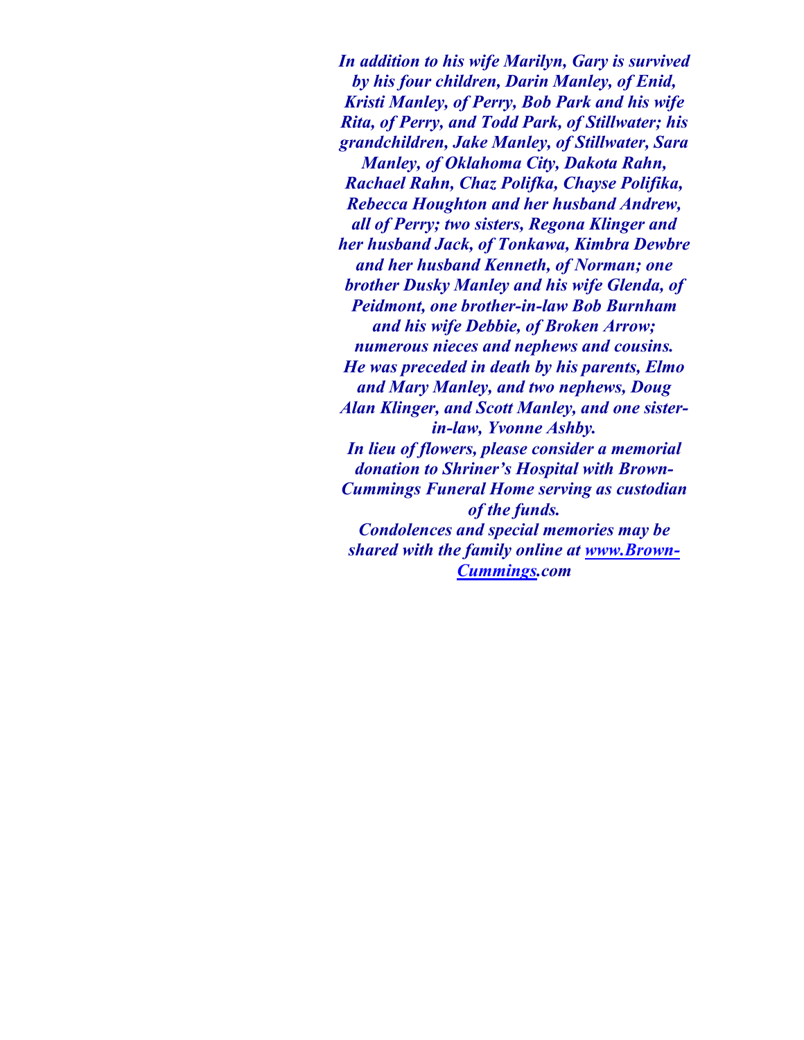*In addition to his wife Marilyn, Gary is survived by his four children, Darin Manley, of Enid, Kristi Manley, of Perry, Bob Park and his wife Rita, of Perry, and Todd Park, of Stillwater; his grandchildren, Jake Manley, of Stillwater, Sara Manley, of Oklahoma City, Dakota Rahn, Rachael Rahn, Chaz Polifka, Chayse Polifika, Rebecca Houghton and her husband Andrew, all of Perry; two sisters, Regona Klinger and her husband Jack, of Tonkawa, Kimbra Dewbre and her husband Kenneth, of Norman; one brother Dusky Manley and his wife Glenda, of Peidmont, one brother-in-law Bob Burnham and his wife Debbie, of Broken Arrow; numerous nieces and nephews and cousins.*

***He was preceded in death by his parents, Elmo and Mary Manley, and two nephews, Doug Alan Klinger, and Scott Manley, and one sister-in-law, Yvonne Ashby.***

***In lieu of flowers, please consider a memorial donation to Shriner's Hospital with Brown-Cummings Funeral Home serving as custodian of the funds.***

***Condolences and special memories may be shared with the family online at www.Brown-Cummings.com***